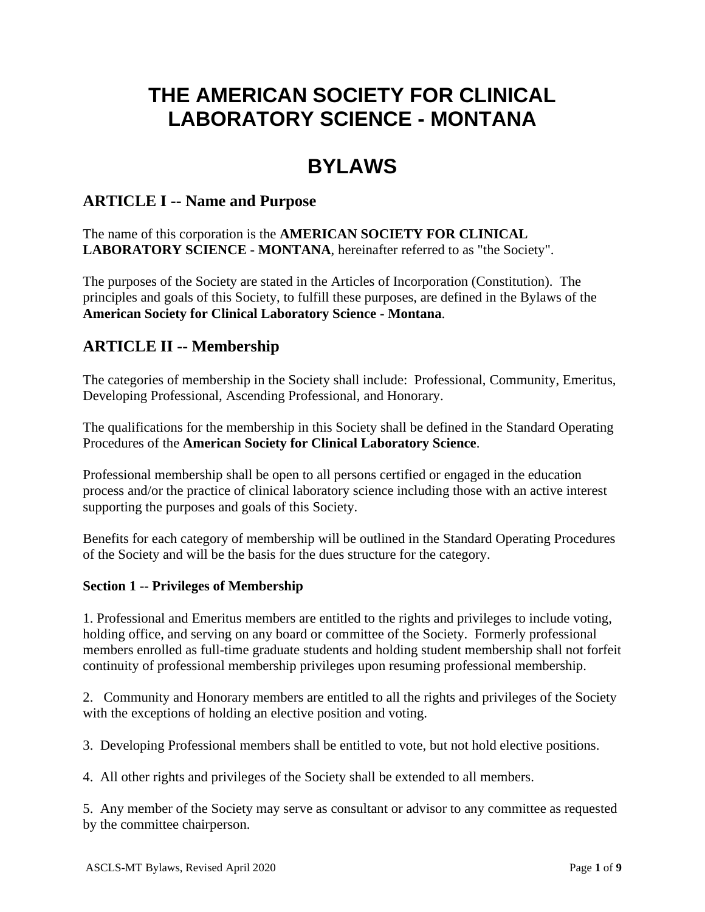# THE AMERICAN SOCIETY FOR CLINICAL LABORATORY SCIENCE - MONTANA

# BYLAWS

## ARTICLE I -- Name and Purpose

The name of this corporation is the **AMERICAN SOCIETY FOR CLINICAL LABORATORY SCIENCE - MONTANA**, hereinafter referred to as "the Society".

The purposes of the Society are stated in the Articles of Incorporation (Constitution). The principles and goals of this Society, to fulfill these purposes, are defined in the Bylaws of the **American Society for Clinical Laboratory Science - Montana**.

## ARTICLE II -- Membership

The categories of membership in the Society shall include: Professional, Community, Emeritus, Developing Professional, Ascending Professional, and Honorary.

The qualifications for the membership in this Society shall be defined in the Standard Operating Procedures of the **American Society for Clinical Laboratory Science**.

Professional membership shall be open to all persons certified or engaged in the education process and/or the practice of clinical laboratory science including those with an active interest supporting the purposes and goals of this Society.

Benefits for each category of membership will be outlined in the Standard Operating Procedures of the Society and will be the basis for the dues structure for the category.

### Section 1 -- Privileges of Membership

1. Professional and Emeritus members are entitled to the rights and privileges to include voting, holding office, and serving on any board or committee of the Society. Formerly professional members enrolled as full-time graduate students and holding student membership shall not forfeit continuity of professional membership privileges upon resuming professional membership.

2. Community and Honorary members are entitled to all the rights and privileges of the Society with the exceptions of holding an elective position and voting.

3. Developing Professional members shall be entitled to vote, but not hold elective positions.

4. All other rights and privileges of the Society shall be extended to all members.

5. Any member of the Society may serve as consultant or advisor to any committee as requested by the committee chairperson.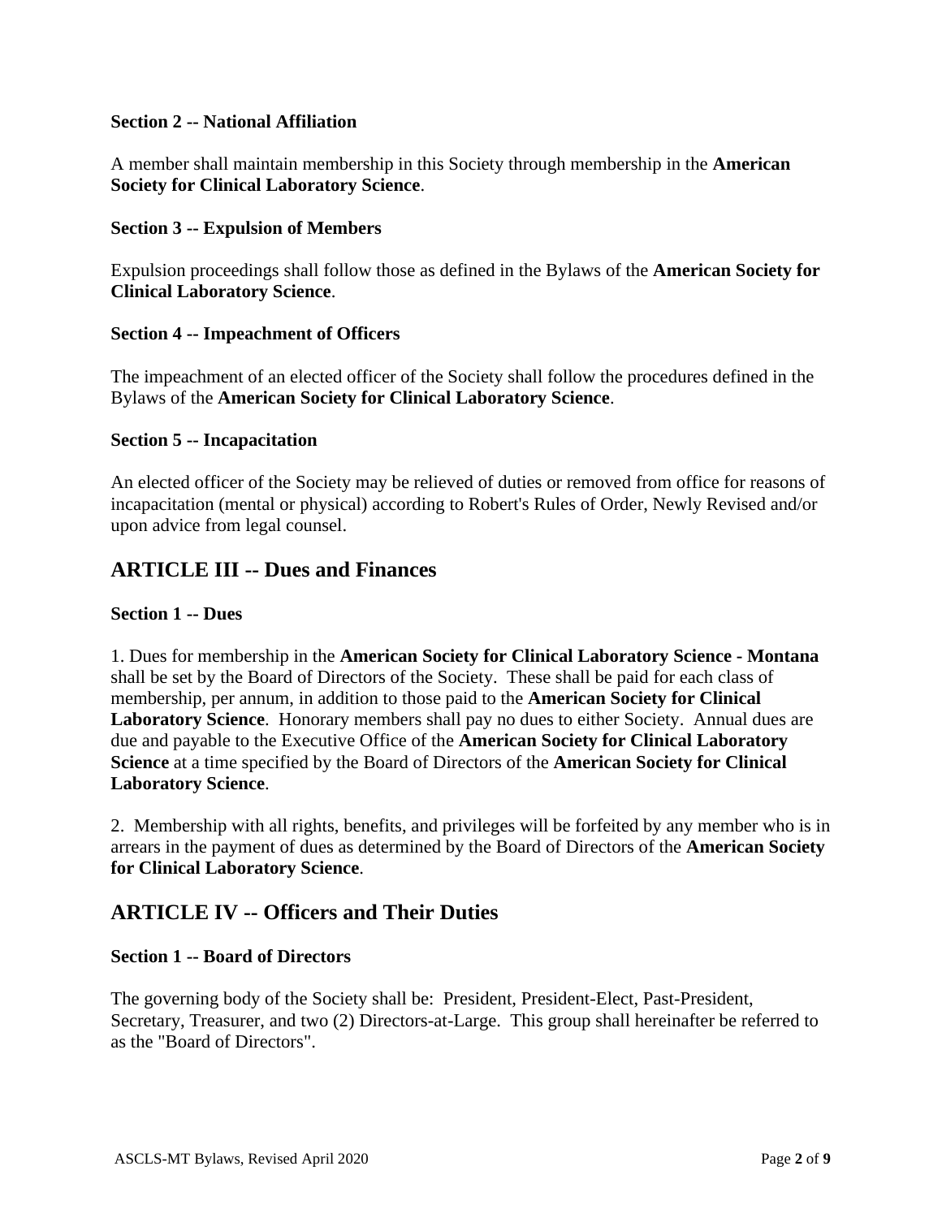**Section 2 -- National Affiliation**

A member shall maintain membership in this Society through membership in the **American Society for Clinical Laboratory Science**.

**Section 3 -- Expulsion of Members**

Expulsion proceedings shall follow those as defined in the Bylaws of the **American Society for Clinical Laboratory Science**.

**Section 4 -- Impeachment of Officers**

The impeachment of an elected officer of the Society shall follow the procedures defined in the Bylaws of the **American Society for Clinical Laboratory Science**.

**Section 5 -- Incapacitation**

An elected officer of the Society may be relieved of duties or removed from office for reasons of incapacitation (mental or physical) according to Robert's Rules of Order, Newly Revised and/or upon advice from legal counsel.

## ARTICLE III -- Dues and Finances

**Section 1 -- Dues**

1. Dues for membership in the **American Society for Clinical Laboratory Science - Montana** shall be set by the Board of Directors of the Society. These shall be paid for each class of membership, per annum, in addition to those paid to the **American Society for Clinical Laboratory Science**. Honorary members shall pay no dues to either Society. Annual dues are due and payable to the Executive Office of the **American Society for Clinical Laboratory Science** at a time specified by the Board of Directors of the **American Society for Clinical Laboratory Science**.

2. Membership with all rights, benefits, and privileges will be forfeited by any member who is in arrears in the payment of dues as determined by the Board of Directors of the **American Society for Clinical Laboratory Science**.

## ARTICLE IV -- Officers and Their Duties

**Section 1 -- Board of Directors**

The governing body of the Society shall be: President, President-Elect, Past-President, Secretary, Treasurer, and two (2) Directors-at-Large. This group shall hereinafter be referred to as the "Board of Directors".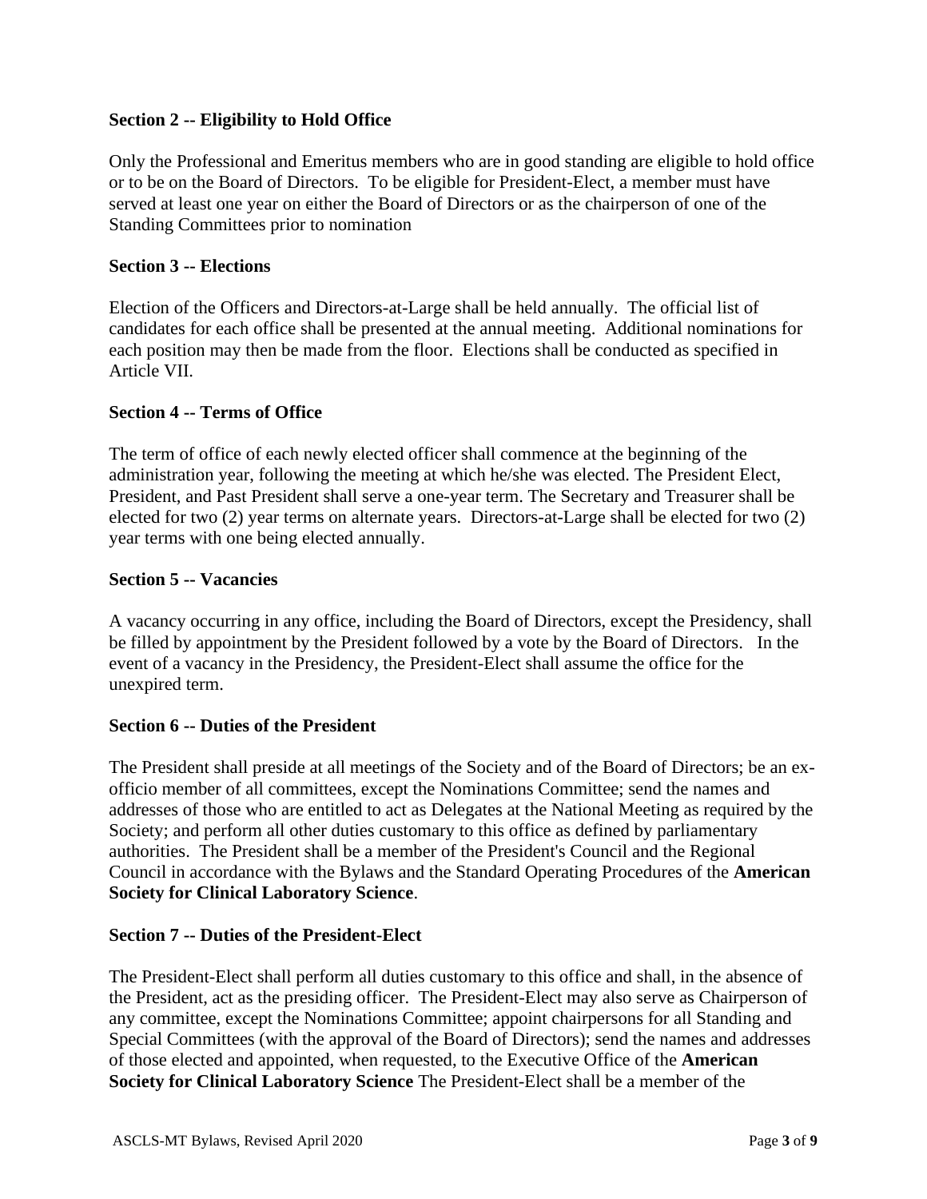**Section 2 -- Eligibility to Hold Office**

Only the Professional and Emeritus members who are in good standing are eligible to hold office or to be on the Board of Directors. To be eligible for President-Elect, a member must have served at least one year on either the Board of Directors or as the chairperson of one of the Standing Committees prior to nomination

**Section 3 -- Elections**

Election of the Officers and Directors-at-Large shall be held annually. The official list of candidates for each office shall be presented at the annual meeting. Additional nominations for each position may then be made from the floor. Elections shall be conducted as specified in Article VII.

**Section 4 -- Terms of Office**

The term of office of each newly elected officer shall commence at the beginning of the administration year, following the meeting at which he/she was elected. The President Elect, President, and Past President shall serve a one-year term. The Secretary and Treasurer shall be elected for two (2) year terms on alternate years. Directors-at-Large shall be elected for two (2) year terms with one being elected annually.

**Section 5 -- Vacancies**

A vacancy occurring in any office, including the Board of Directors, except the Presidency, shall be filled by appointment by the President followed by a vote by the Board of Directors. In the event of a vacancy in the Presidency, the President-Elect shall assume the office for the unexpired term.

**Section 6 -- Duties of the President**

The President shall preside at all meetings of the Society and of the Board of Directors; be an ex-officio member of all committees, except the Nominations Committee; send the names and addresses of those who are entitled to act as Delegates at the National Meeting as required by the Society; and perform all other duties customary to this office as defined by parliamentary authorities. The President shall be a member of the President's Council and the Regional Council in accordance with the Bylaws and the Standard Operating Procedures of the **American Society for Clinical Laboratory Science**.

**Section 7 -- Duties of the President-Elect**

The President-Elect shall perform all duties customary to this office and shall, in the absence of the President, act as the presiding officer. The President-Elect may also serve as Chairperson of any committee, except the Nominations Committee; appoint chairpersons for all Standing and Special Committees (with the approval of the Board of Directors); send the names and addresses of those elected and appointed, when requested, to the Executive Office of the **American Society for Clinical Laboratory Science** The President-Elect shall be a member of the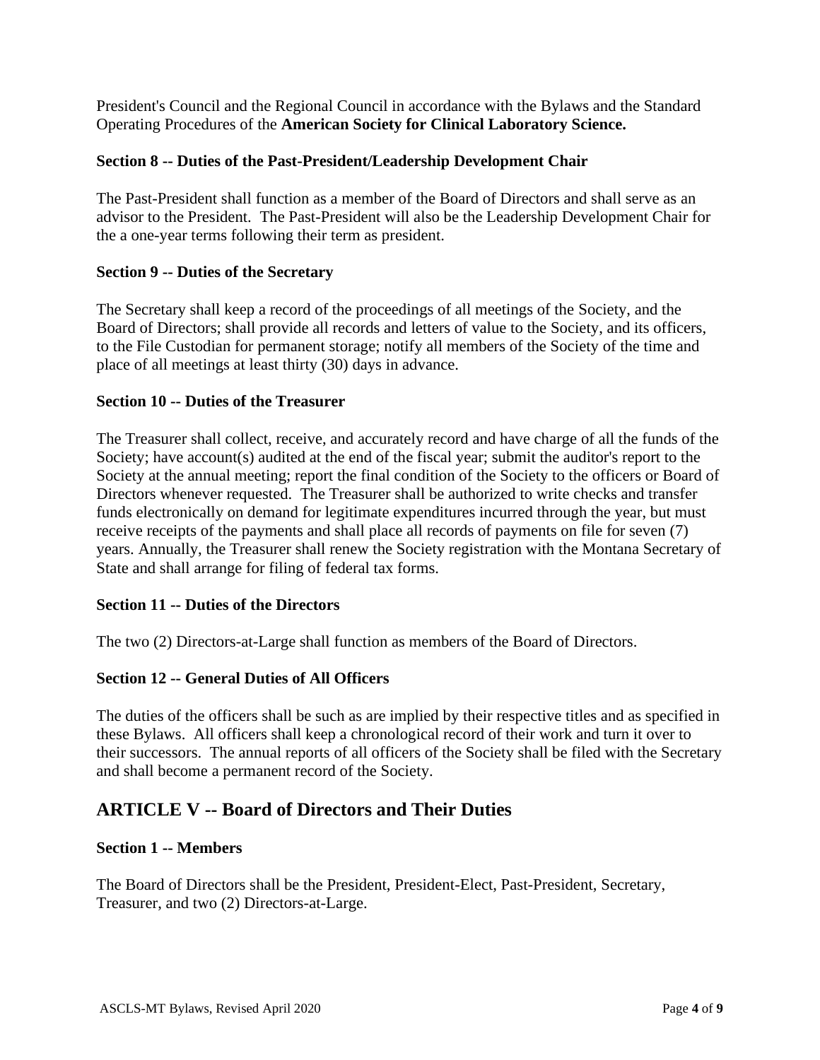President's Council and the Regional Council in accordance with the Bylaws and the Standard Operating Procedures of the **American Society for Clinical Laboratory Science.**

**Section 8 -- Duties of the Past-President/Leadership Development Chair**

The Past-President shall function as a member of the Board of Directors and shall serve as an advisor to the President. The Past-President will also be the Leadership Development Chair for the a one-year terms following their term as president.

**Section 9 -- Duties of the Secretary**

The Secretary shall keep a record of the proceedings of all meetings of the Society, and the Board of Directors; shall provide all records and letters of value to the Society, and its officers, to the File Custodian for permanent storage; notify all members of the Society of the time and place of all meetings at least thirty (30) days in advance.

**Section 10 -- Duties of the Treasurer**

The Treasurer shall collect, receive, and accurately record and have charge of all the funds of the Society; have account(s) audited at the end of the fiscal year; submit the auditor's report to the Society at the annual meeting; report the final condition of the Society to the officers or Board of Directors whenever requested. The Treasurer shall be authorized to write checks and transfer funds electronically on demand for legitimate expenditures incurred through the year, but must receive receipts of the payments and shall place all records of payments on file for seven (7) years. Annually, the Treasurer shall renew the Society registration with the Montana Secretary of State and shall arrange for filing of federal tax forms.

**Section 11 -- Duties of the Directors**

The two (2) Directors-at-Large shall function as members of the Board of Directors.

**Section 12 -- General Duties of All Officers**

The duties of the officers shall be such as are implied by their respective titles and as specified in these Bylaws. All officers shall keep a chronological record of their work and turn it over to their successors. The annual reports of all officers of the Society shall be filed with the Secretary and shall become a permanent record of the Society.

## ARTICLE V -- Board of Directors and Their Duties

**Section 1 -- Members**

The Board of Directors shall be the President, President-Elect, Past-President, Secretary, Treasurer, and two (2) Directors-at-Large.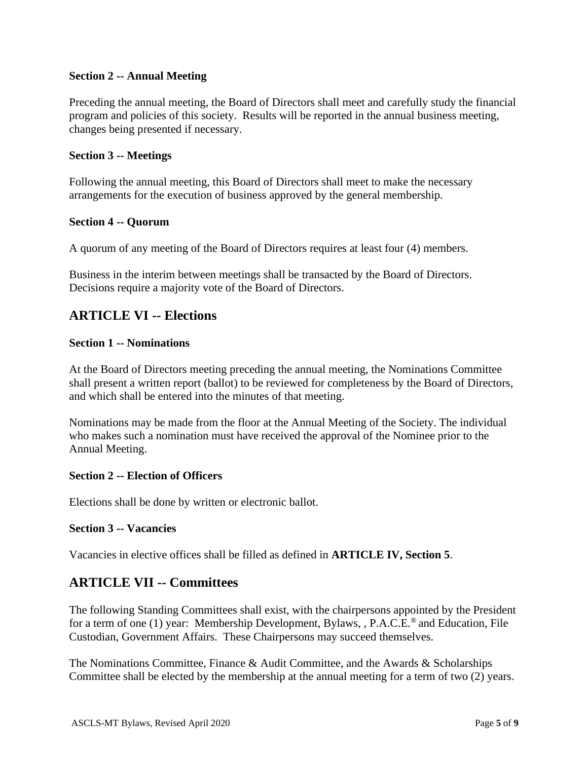**Section 2 -- Annual Meeting**

Preceding the annual meeting, the Board of Directors shall meet and carefully study the financial program and policies of this society. Results will be reported in the annual business meeting, changes being presented if necessary.

**Section 3 -- Meetings**

Following the annual meeting, this Board of Directors shall meet to make the necessary arrangements for the execution of business approved by the general membership.

**Section 4 -- Quorum**

A quorum of any meeting of the Board of Directors requires at least four (4) members.

Business in the interim between meetings shall be transacted by the Board of Directors. Decisions require a majority vote of the Board of Directors.

## ARTICLE VI -- Elections

**Section 1 -- Nominations**

At the Board of Directors meeting preceding the annual meeting, the Nominations Committee shall present a written report (ballot) to be reviewed for completeness by the Board of Directors, and which shall be entered into the minutes of that meeting.

Nominations may be made from the floor at the Annual Meeting of the Society. The individual who makes such a nomination must have received the approval of the Nominee prior to the Annual Meeting.

**Section 2 -- Election of Officers**

Elections shall be done by written or electronic ballot.

**Section 3 -- Vacancies**

Vacancies in elective offices shall be filled as defined in **ARTICLE IV, Section 5**.

## ARTICLE VII -- Committees

The following Standing Committees shall exist, with the chairpersons appointed by the President for a term of one (1) year: Membership Development, Bylaws, , P.A.C.E.® and Education, File Custodian, Government Affairs. These Chairpersons may succeed themselves.

The Nominations Committee, Finance & Audit Committee, and the Awards & Scholarships Committee shall be elected by the membership at the annual meeting for a term of two (2) years.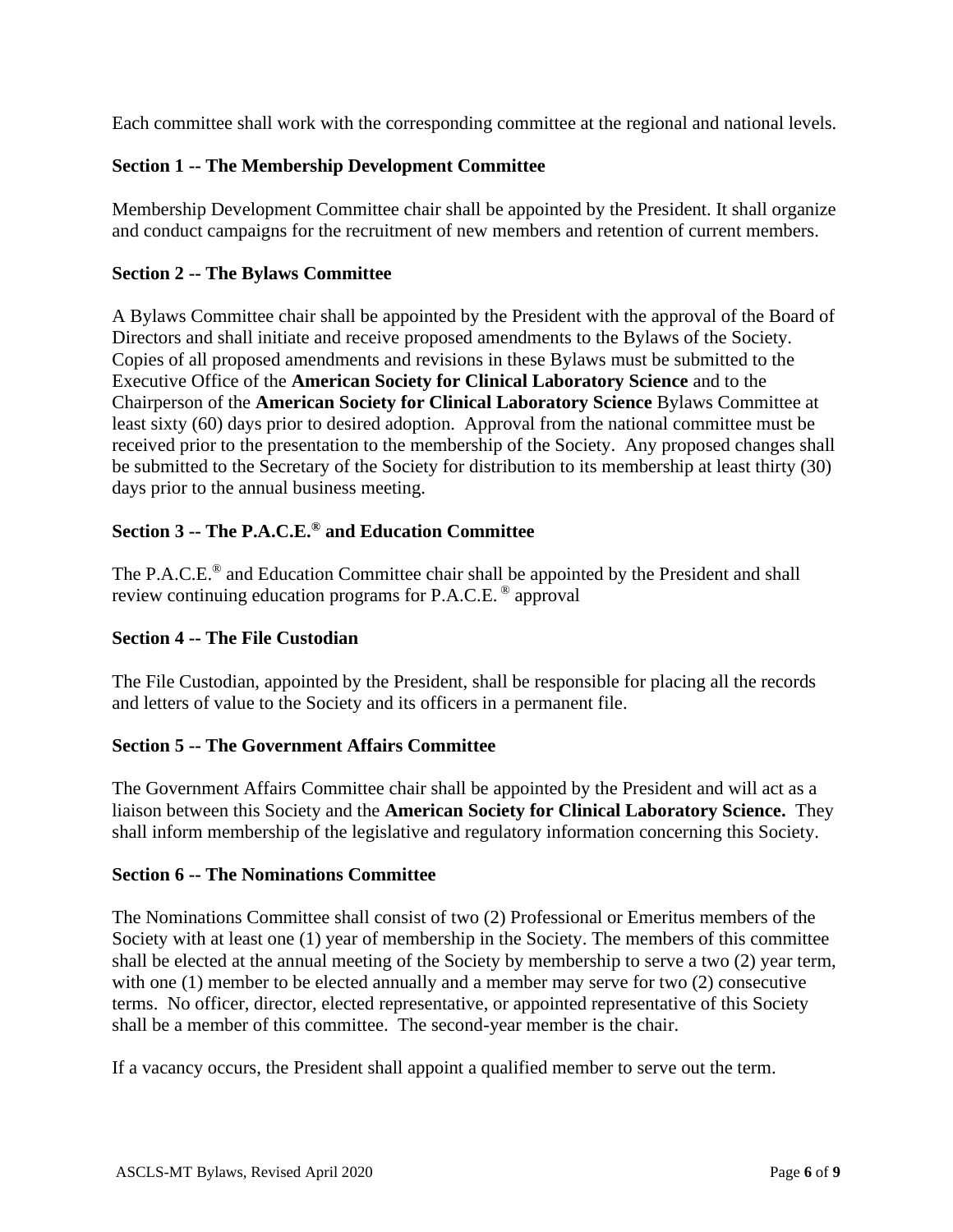Each committee shall work with the corresponding committee at the regional and national levels.

**Section 1 -- The Membership Development Committee**

Membership Development Committee chair shall be appointed by the President. It shall organize and conduct campaigns for the recruitment of new members and retention of current members.

**Section 2 -- The Bylaws Committee**

A Bylaws Committee chair shall be appointed by the President with the approval of the Board of Directors and shall initiate and receive proposed amendments to the Bylaws of the Society. Copies of all proposed amendments and revisions in these Bylaws must be submitted to the Executive Office of the **American Society for Clinical Laboratory Science** and to the Chairperson of the **American Society for Clinical Laboratory Science** Bylaws Committee at least sixty (60) days prior to desired adoption. Approval from the national committee must be received prior to the presentation to the membership of the Society. Any proposed changes shall be submitted to the Secretary of the Society for distribution to its membership at least thirty (30) days prior to the annual business meeting.

**Section 3 -- The P.A.C.E.® and Education Committee**

The P.A.C.E.® and Education Committee chair shall be appointed by the President and shall review continuing education programs for P.A.C.E. ® approval

**Section 4 -- The File Custodian**

The File Custodian, appointed by the President, shall be responsible for placing all the records and letters of value to the Society and its officers in a permanent file.

**Section 5 -- The Government Affairs Committee**

The Government Affairs Committee chair shall be appointed by the President and will act as a liaison between this Society and the **American Society for Clinical Laboratory Science.** They shall inform membership of the legislative and regulatory information concerning this Society.

**Section 6 -- The Nominations Committee**

The Nominations Committee shall consist of two (2) Professional or Emeritus members of the Society with at least one (1) year of membership in the Society. The members of this committee shall be elected at the annual meeting of the Society by membership to serve a two (2) year term, with one (1) member to be elected annually and a member may serve for two (2) consecutive terms. No officer, director, elected representative, or appointed representative of this Society shall be a member of this committee. The second-year member is the chair.

If a vacancy occurs, the President shall appoint a qualified member to serve out the term.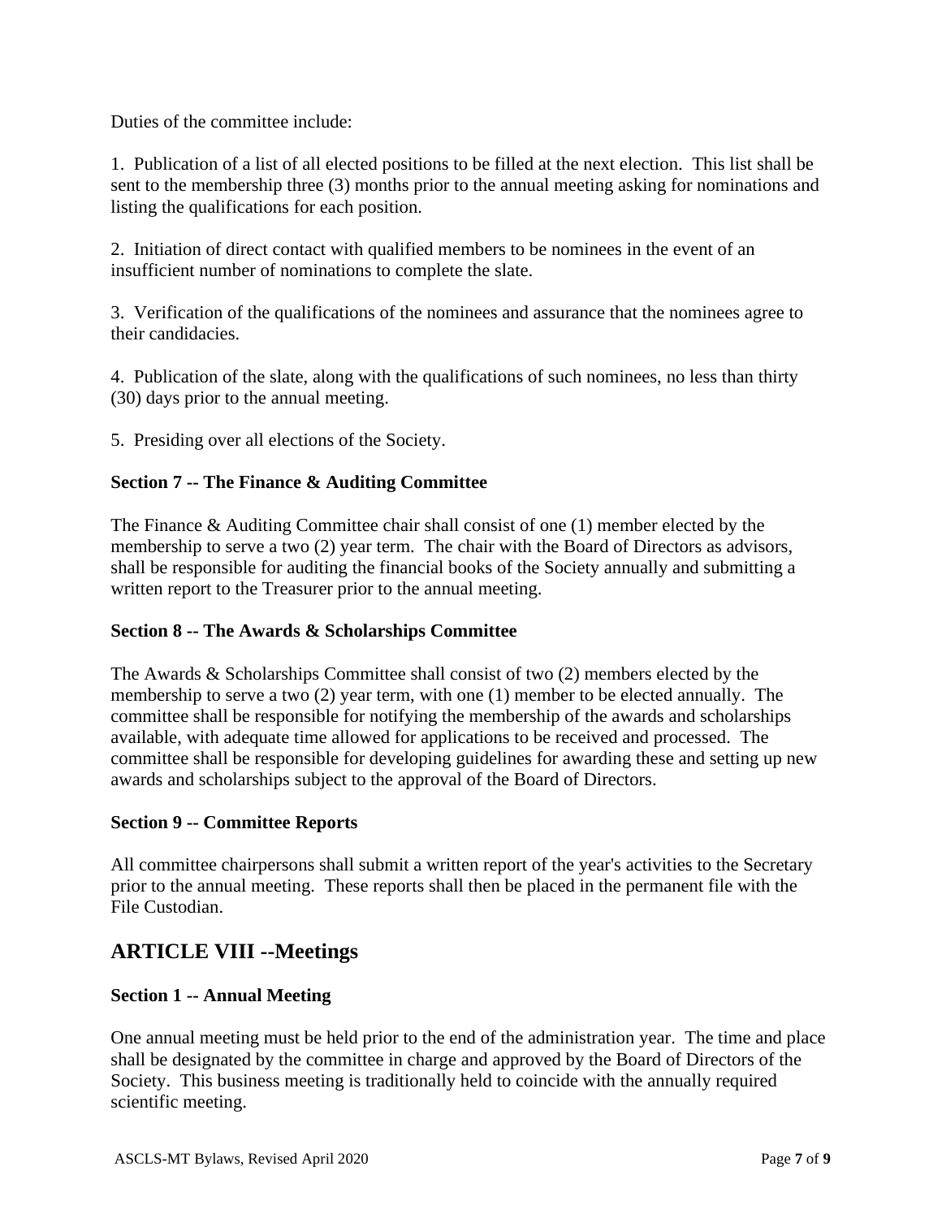Duties of the committee include:

1. Publication of a list of all elected positions to be filled at the next election. This list shall be sent to the membership three (3) months prior to the annual meeting asking for nominations and listing the qualifications for each position.

2. Initiation of direct contact with qualified members to be nominees in the event of an insufficient number of nominations to complete the slate.

3. Verification of the qualifications of the nominees and assurance that the nominees agree to their candidacies.

4. Publication of the slate, along with the qualifications of such nominees, no less than thirty (30) days prior to the annual meeting.

5. Presiding over all elections of the Society.

### Section 7 -- The Finance & Auditing Committee

The Finance & Auditing Committee chair shall consist of one (1) member elected by the membership to serve a two (2) year term. The chair with the Board of Directors as advisors, shall be responsible for auditing the financial books of the Society annually and submitting a written report to the Treasurer prior to the annual meeting.

### Section 8 -- The Awards & Scholarships Committee

The Awards & Scholarships Committee shall consist of two (2) members elected by the membership to serve a two (2) year term, with one (1) member to be elected annually. The committee shall be responsible for notifying the membership of the awards and scholarships available, with adequate time allowed for applications to be received and processed. The committee shall be responsible for developing guidelines for awarding these and setting up new awards and scholarships subject to the approval of the Board of Directors.

### Section 9 -- Committee Reports

All committee chairpersons shall submit a written report of the year's activities to the Secretary prior to the annual meeting. These reports shall then be placed in the permanent file with the File Custodian.

## ARTICLE VIII --Meetings

### Section 1 -- Annual Meeting

One annual meeting must be held prior to the end of the administration year. The time and place shall be designated by the committee in charge and approved by the Board of Directors of the Society. This business meeting is traditionally held to coincide with the annually required scientific meeting.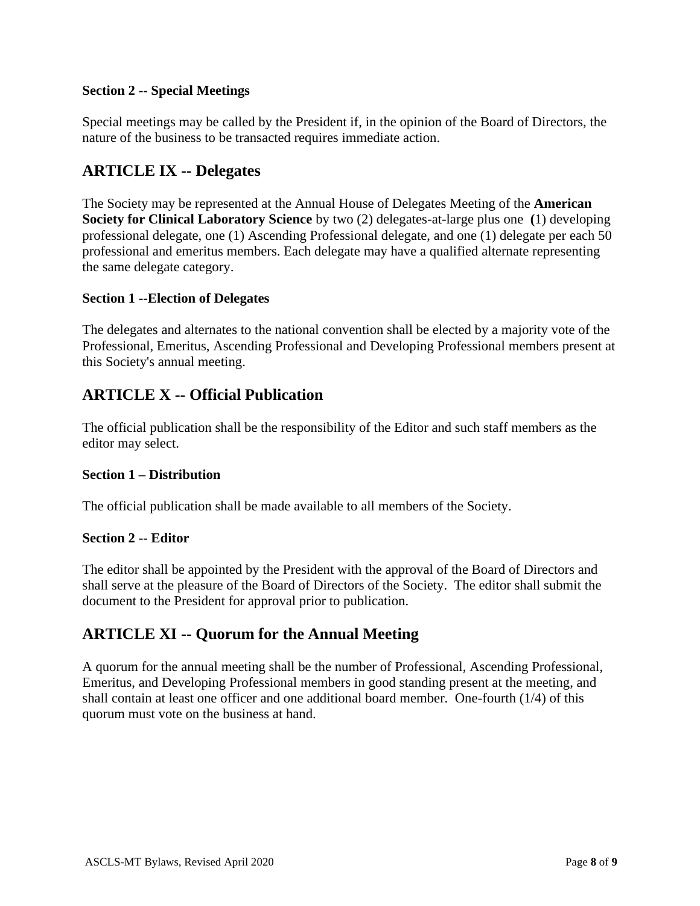**Section 2 -- Special Meetings**

Special meetings may be called by the President if, in the opinion of the Board of Directors, the nature of the business to be transacted requires immediate action.

## ARTICLE IX -- Delegates

The Society may be represented at the Annual House of Delegates Meeting of the **American Society for Clinical Laboratory Science** by two (2) delegates-at-large plus one **(**1) developing professional delegate, one (1) Ascending Professional delegate, and one (1) delegate per each 50 professional and emeritus members. Each delegate may have a qualified alternate representing the same delegate category.

**Section 1 --Election of Delegates**

The delegates and alternates to the national convention shall be elected by a majority vote of the Professional, Emeritus, Ascending Professional and Developing Professional members present at this Society's annual meeting.

## ARTICLE X -- Official Publication

The official publication shall be the responsibility of the Editor and such staff members as the editor may select.

**Section 1 – Distribution**

The official publication shall be made available to all members of the Society.

**Section 2 -- Editor**

The editor shall be appointed by the President with the approval of the Board of Directors and shall serve at the pleasure of the Board of Directors of the Society. The editor shall submit the document to the President for approval prior to publication.

## ARTICLE XI -- Quorum for the Annual Meeting

A quorum for the annual meeting shall be the number of Professional, Ascending Professional, Emeritus, and Developing Professional members in good standing present at the meeting, and shall contain at least one officer and one additional board member. One-fourth (1/4) of this quorum must vote on the business at hand.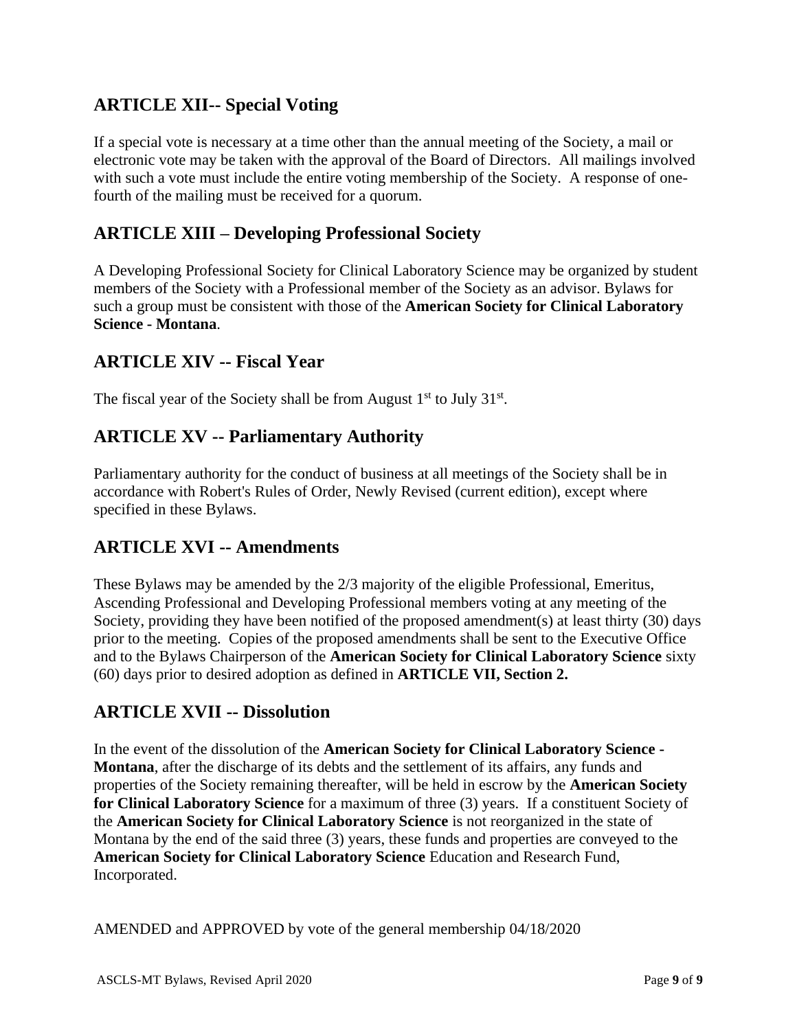## ARTICLE XII-- Special Voting

If a special vote is necessary at a time other than the annual meeting of the Society, a mail or electronic vote may be taken with the approval of the Board of Directors. All mailings involved with such a vote must include the entire voting membership of the Society. A response of one-fourth of the mailing must be received for a quorum.

## ARTICLE XIII – Developing Professional Society

A Developing Professional Society for Clinical Laboratory Science may be organized by student members of the Society with a Professional member of the Society as an advisor. Bylaws for such a group must be consistent with those of the **American Society for Clinical Laboratory Science - Montana**.

## ARTICLE XIV -- Fiscal Year

The fiscal year of the Society shall be from August 1st to July 31st.

## ARTICLE XV -- Parliamentary Authority

Parliamentary authority for the conduct of business at all meetings of the Society shall be in accordance with Robert's Rules of Order, Newly Revised (current edition), except where specified in these Bylaws.

## ARTICLE XVI -- Amendments

These Bylaws may be amended by the 2/3 majority of the eligible Professional, Emeritus, Ascending Professional and Developing Professional members voting at any meeting of the Society, providing they have been notified of the proposed amendment(s) at least thirty (30) days prior to the meeting. Copies of the proposed amendments shall be sent to the Executive Office and to the Bylaws Chairperson of the **American Society for Clinical Laboratory Science** sixty (60) days prior to desired adoption as defined in **ARTICLE VII, Section 2.**

## ARTICLE XVII -- Dissolution

In the event of the dissolution of the **American Society for Clinical Laboratory Science - Montana**, after the discharge of its debts and the settlement of its affairs, any funds and properties of the Society remaining thereafter, will be held in escrow by the **American Society for Clinical Laboratory Science** for a maximum of three (3) years. If a constituent Society of the **American Society for Clinical Laboratory Science** is not reorganized in the state of Montana by the end of the said three (3) years, these funds and properties are conveyed to the **American Society for Clinical Laboratory Science** Education and Research Fund, Incorporated.

AMENDED and APPROVED by vote of the general membership 04/18/2020